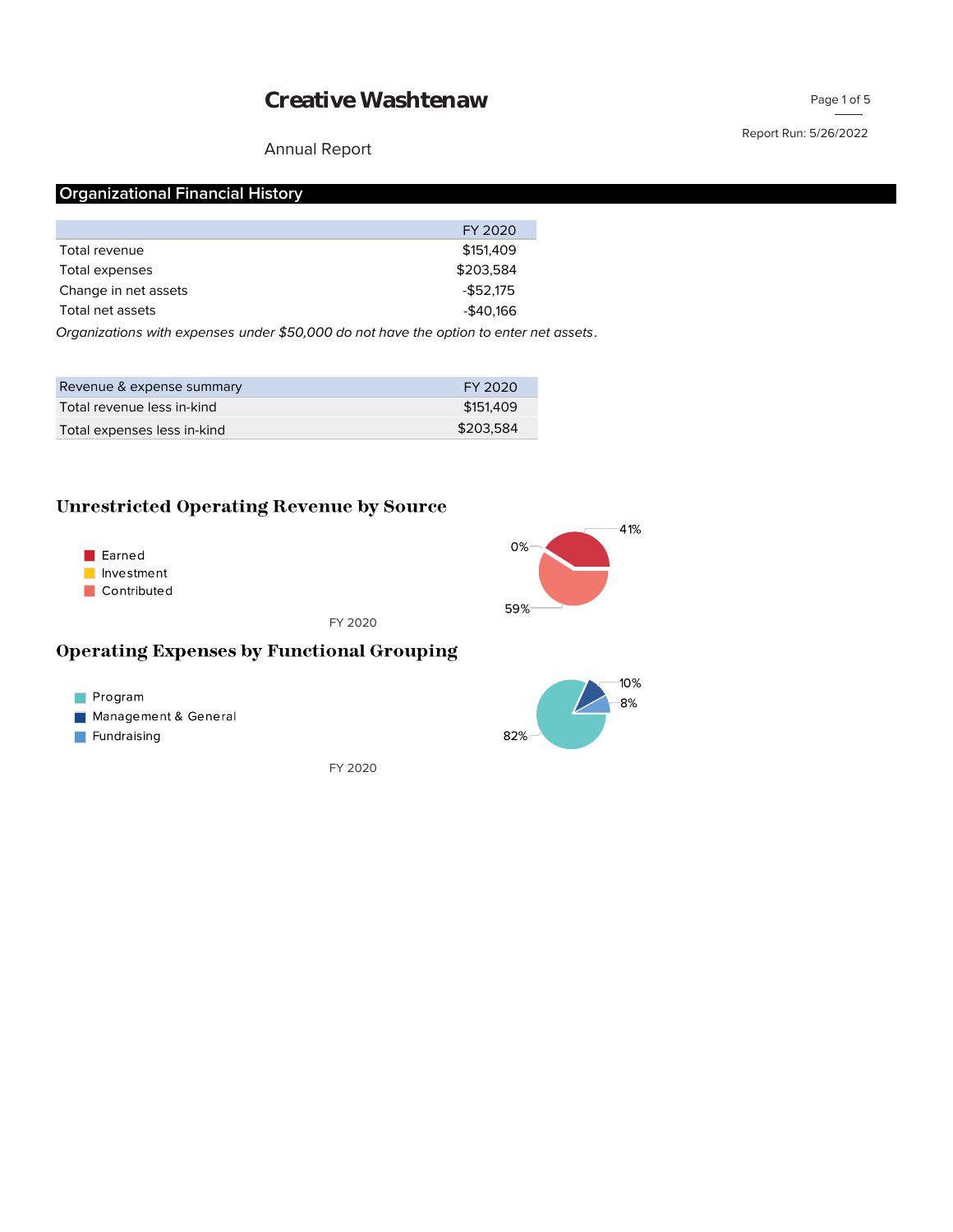# Creative Washtenaw

Annual Report

Report Run: 5/26/2022

## Organizational Financial History

| | FY 2020 |
|---|---|
| Total revenue | $151,409 |
| Total expenses | $203,584 |
| Change in net assets | -$52,175 |
| Total net assets | -$40,166 |

*Organizations with expenses under $50,000 do not have the option to enter net assets.*

| Revenue & expense summary | FY 2020 |
|---|---|
| Total revenue less in-kind | $151,409 |
| Total expenses less in-kind | $203,584 |

## Unrestricted Operating Revenue by Source

- Earned
- Investment
- Contributed

41%
0%
59%

FY 2020

## Operating Expenses by Functional Grouping

- Program
- Management & General
- Fundraising

10%
8%
82%

FY 2020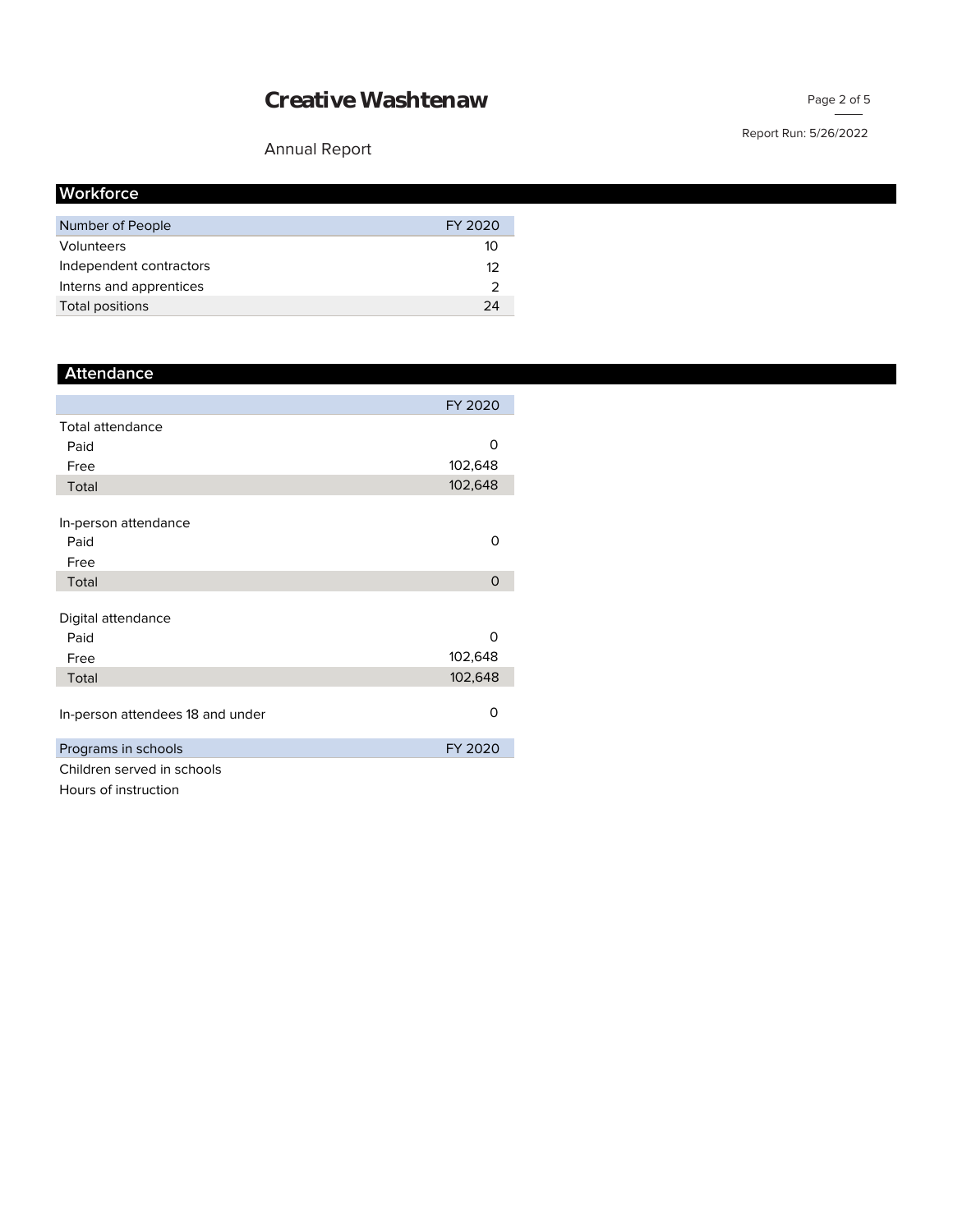# Creative Washtenaw

Annual Report

## Workforce

| Number of People | FY 2020 |
|---|---|
| Volunteers | 10 |
| Independent contractors | 12 |
| Interns and apprentices | 2 |
| Total positions | 24 |

## Attendance

| | FY 2020 |
|---|---|
| Total attendance | |
| Paid | 0 |
| Free | 102,648 |
| Total | 102,648 |
| | |
| In-person attendance | |
| Paid | 0 |
| Free | |
| Total | 0 |
| | |
| Digital attendance | |
| Paid | 0 |
| Free | 102,648 |
| Total | 102,648 |
| | |
| In-person attendees 18 and under | 0 |

| Programs in schools | FY 2020 |
|---|---|
| Children served in schools | |
| Hours of instruction | |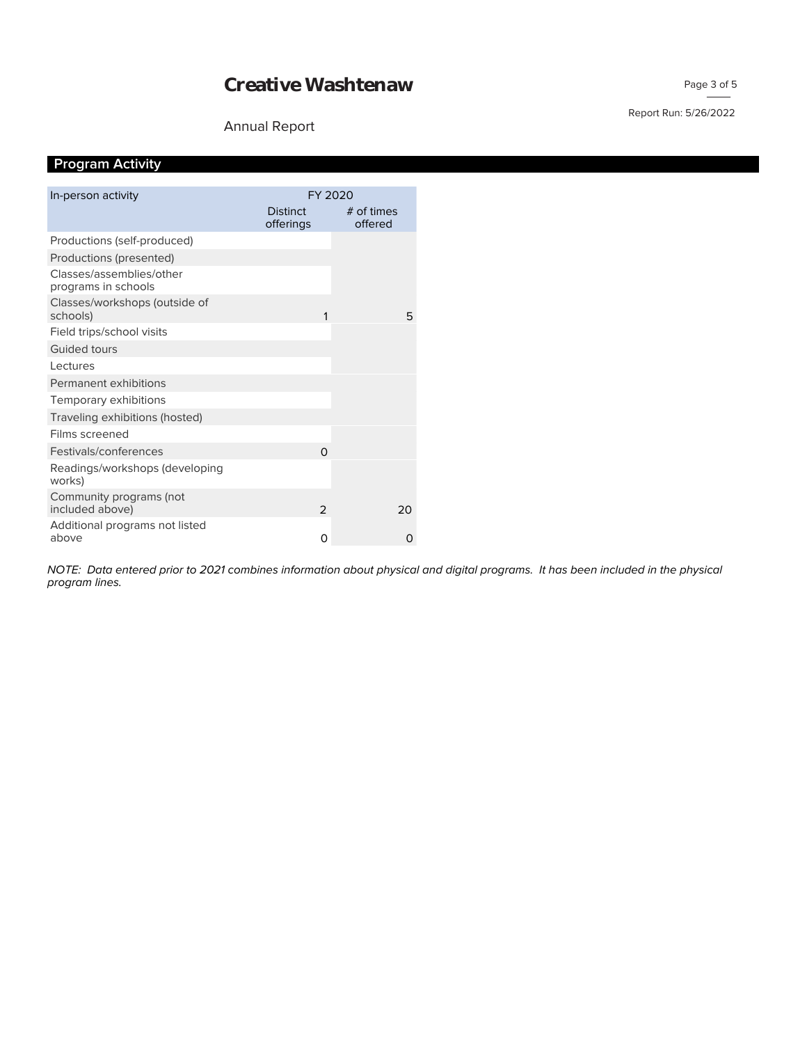# Creative Washtenaw

Annual Report

## Program Activity

| In-person activity | FY 2020 | |
|---|---|---|
| | Distinct offerings | # of times offered |
| Productions (self-produced) | | |
| Productions (presented) | | |
| Classes/assemblies/other programs in schools | | |
| Classes/workshops (outside of schools) | 1 | 5 |
| Field trips/school visits | | |
| Guided tours | | |
| Lectures | | |
| Permanent exhibitions | | |
| Temporary exhibitions | | |
| Traveling exhibitions (hosted) | | |
| Films screened | | |
| Festivals/conferences | 0 | |
| Readings/workshops (developing works) | | |
| Community programs (not included above) | 2 | 20 |
| Additional programs not listed above | 0 | 0 |

*NOTE: Data entered prior to 2021 combines information about physical and digital programs. It has been included in the physical program lines.*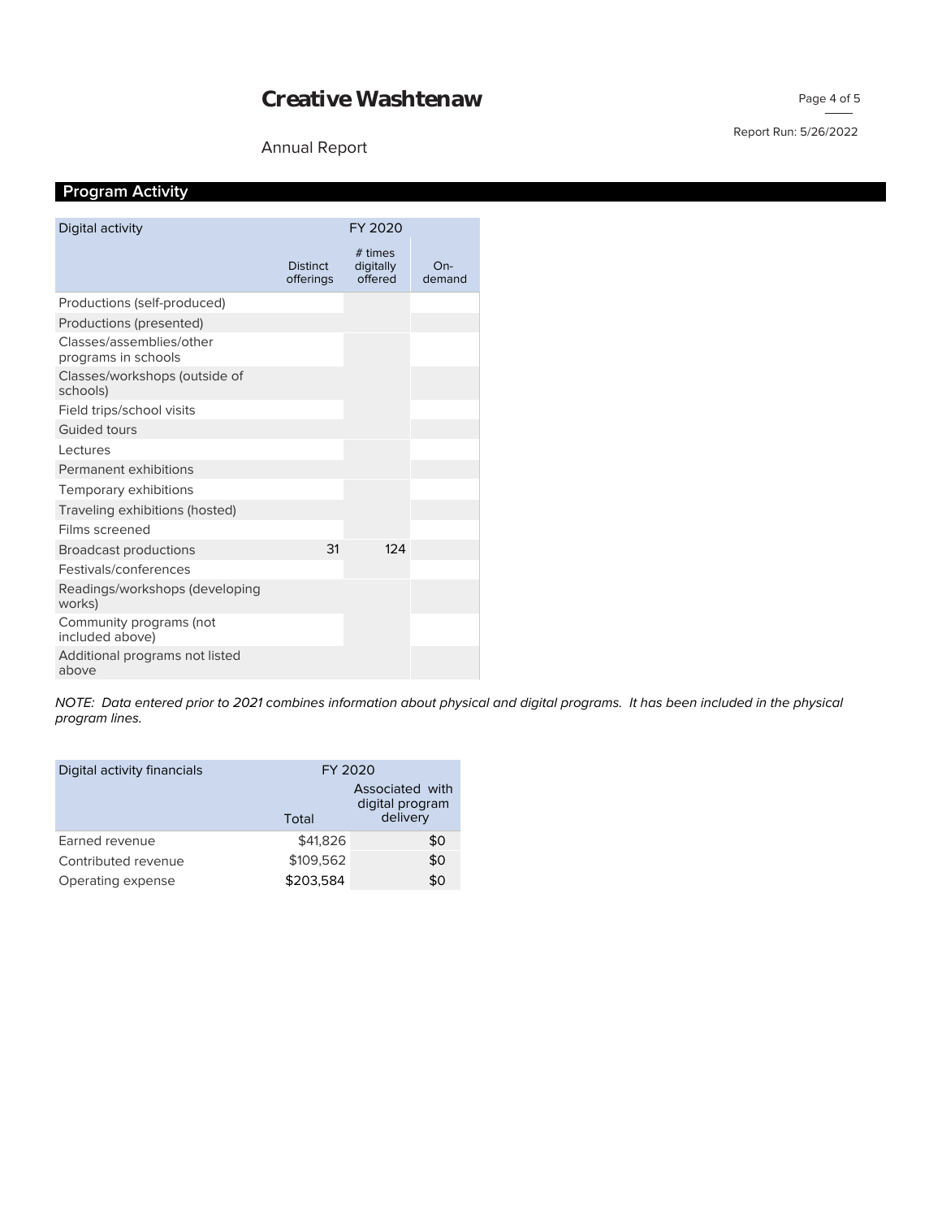# Creative Washtenaw

Annual Report

## Program Activity

| Digital activity | FY 2020 | | |
|---|---|---|---|
| | Distinct offerings | # times digitally offered | On-demand |
| Productions (self-produced) | | | |
| Productions (presented) | | | |
| Classes/assemblies/other programs in schools | | | |
| Classes/workshops (outside of schools) | | | |
| Field trips/school visits | | | |
| Guided tours | | | |
| Lectures | | | |
| Permanent exhibitions | | | |
| Temporary exhibitions | | | |
| Traveling exhibitions (hosted) | | | |
| Films screened | | | |
| Broadcast productions | 31 | 124 | |
| Festivals/conferences | | | |
| Readings/workshops (developing works) | | | |
| Community programs (not included above) | | | |
| Additional programs not listed above | | | |

*NOTE: Data entered prior to 2021 combines information about physical and digital programs. It has been included in the physical program lines.*

| Digital activity financials | FY 2020 | |
|---|---|---|
| | Total | Associated with digital program delivery |
| Earned revenue | $41,826 | $0 |
| Contributed revenue | $109,562 | $0 |
| Operating expense | $203,584 | $0 |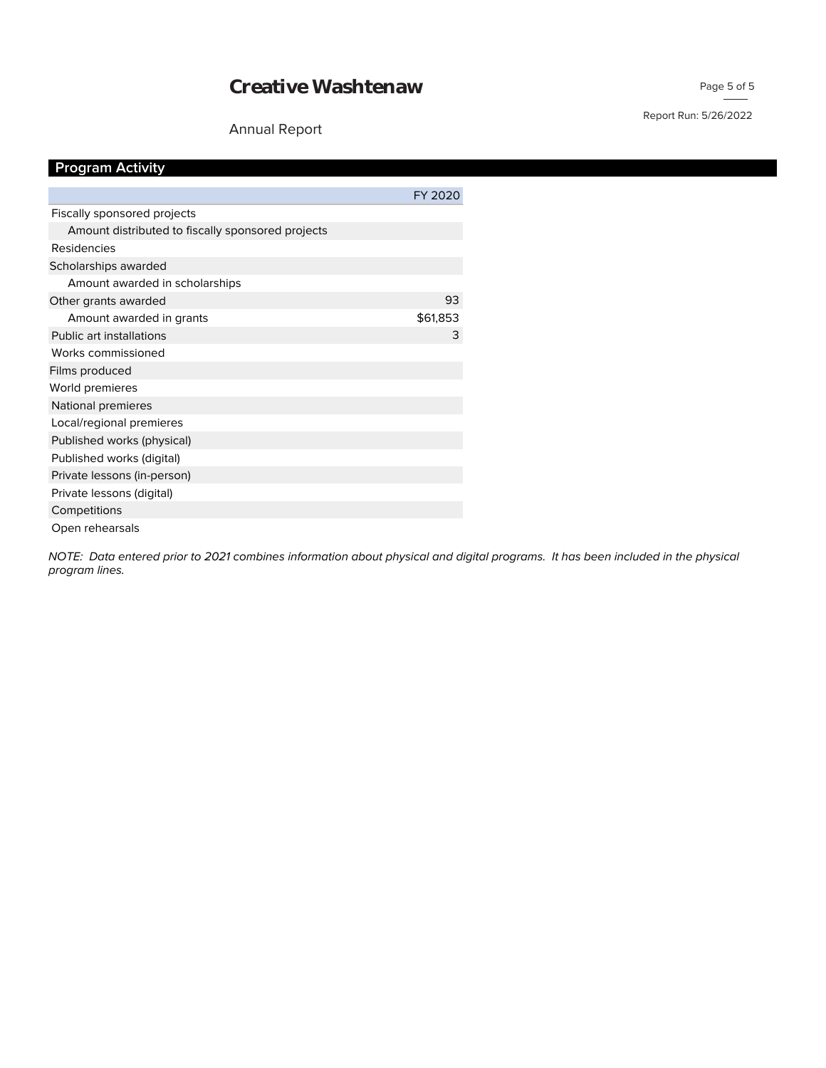# Creative Washtenaw

Annual Report

Report Run: 5/26/2022

## Program Activity

| | FY 2020 |
|---|---|
| Fiscally sponsored projects | |
| Amount distributed to fiscally sponsored projects | |
| Residencies | |
| Scholarships awarded | |
| Amount awarded in scholarships | |
| Other grants awarded | 93 |
| Amount awarded in grants | $61,853 |
| Public art installations | 3 |
| Works commissioned | |
| Films produced | |
| World premieres | |
| National premieres | |
| Local/regional premieres | |
| Published works (physical) | |
| Published works (digital) | |
| Private lessons (in-person) | |
| Private lessons (digital) | |
| Competitions | |
| Open rehearsals | |

*NOTE: Data entered prior to 2021 combines information about physical and digital programs. It has been included in the physical program lines.*